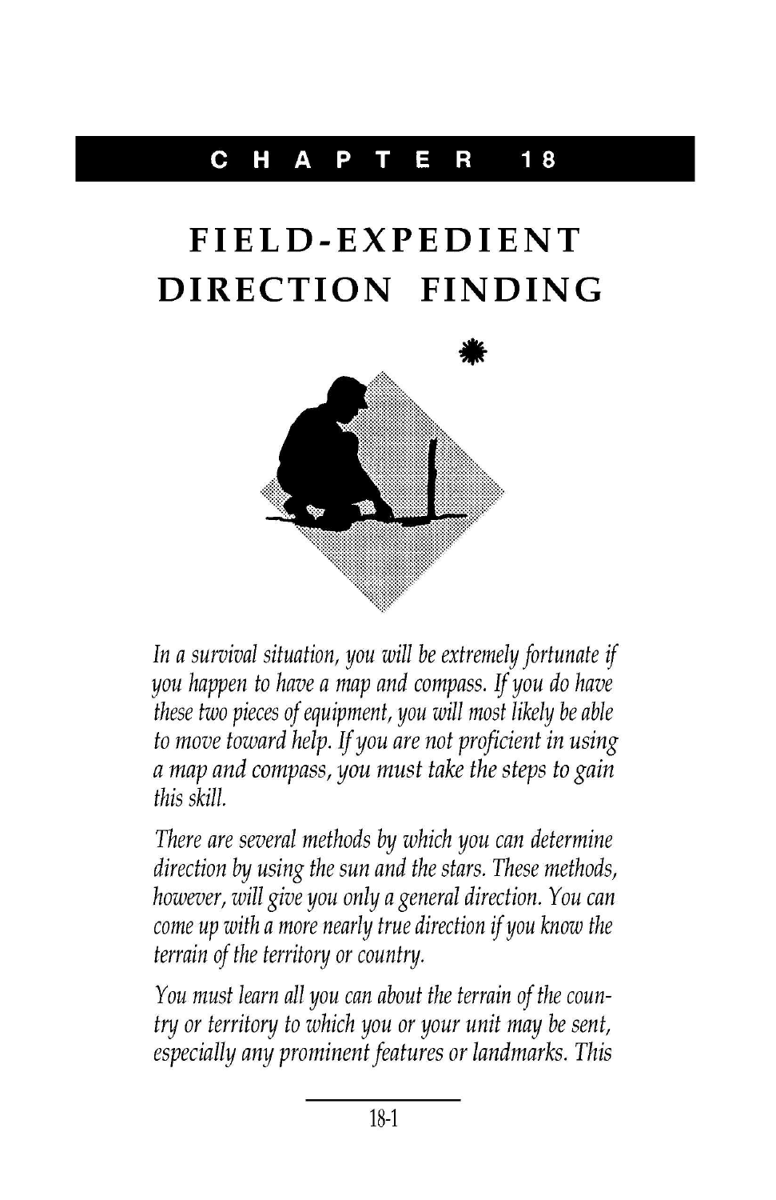**CHAPTER 18**

# FIELD-EXPEDIENT DIRECTION FINDING

*In a survival situation, you will be extremely fortunate if you happen to have a map and compass. If you do have these two pieces of equipment, you will most likely be able to move toward help. If you are not proficient in using a map and compass, you must take the steps to gain this skill.*

*There are several methods by which you can determine direction by using the sun and the stars. These methods, however, will give you only a general direction. You can come up with a more nearly true direction if you know the terrain of the territory or country.*

*You must learn all you can about the terrain of the country or territory to which you or your unit may be sent, especially any prominent features or landmarks. This*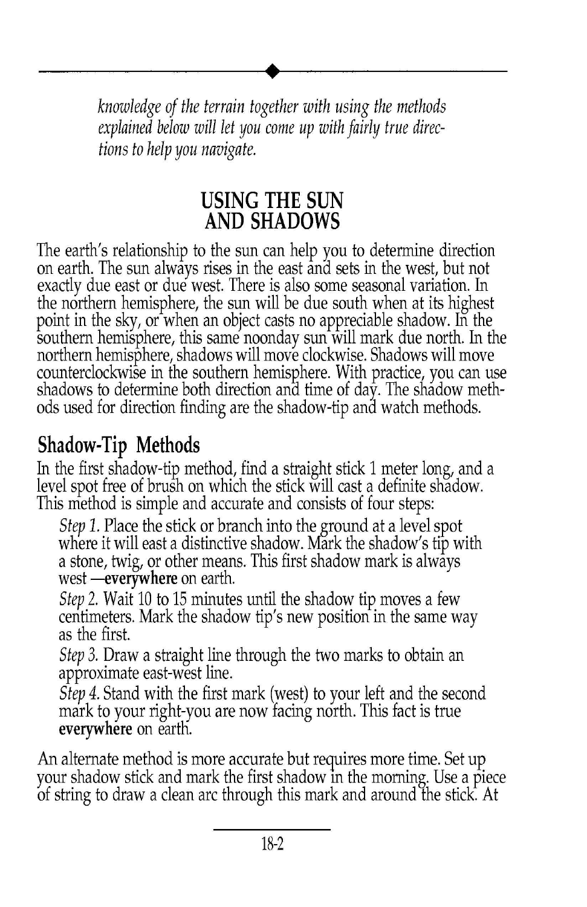*knowledge of the terrain together with using the methods explained below will let you come up with fairly true directions to help you navigate.*

## USING THE SUN AND SHADOWS

The earth's relationship to the sun can help you to determine direction on earth. The sun always rises in the east and sets in the west, but not exactly due east or due west. There is also some seasonal variation. In the northern hemisphere, the sun will be due south when at its highest point in the sky, or when an object casts no appreciable shadow. In the southern hemisphere, this same noonday sun will mark due north. In the northern hemisphere, shadows will move clockwise. Shadows will move counterclockwise in the southern hemisphere. With practice, you can use shadows to determine both direction and time of day. The shadow methods used for direction finding are the shadow-tip and watch methods.

### Shadow-Tip Methods

In the first shadow-tip method, find a straight stick 1 meter long, and a level spot free of brush on which the stick will cast a definite shadow. This method is simple and accurate and consists of four steps:

*Step 1.* Place the stick or branch into the ground at a level spot where it will east a distinctive shadow. Mark the shadow's tip with a stone, twig, or other means. This first shadow mark is always west —**everywhere** on earth.

*Step 2.* Wait 10 to 15 minutes until the shadow tip moves a few centimeters. Mark the shadow tip's new position in the same way as the first.

*Step 3.* Draw a straight line through the two marks to obtain an approximate east-west line.

*Step 4.* Stand with the first mark (west) to your left and the second mark to your right-you are now facing north. This fact is true **everywhere** on earth.

An alternate method is more accurate but requires more time. Set up your shadow stick and mark the first shadow in the morning. Use a piece of string to draw a clean arc through this mark and around the stick. At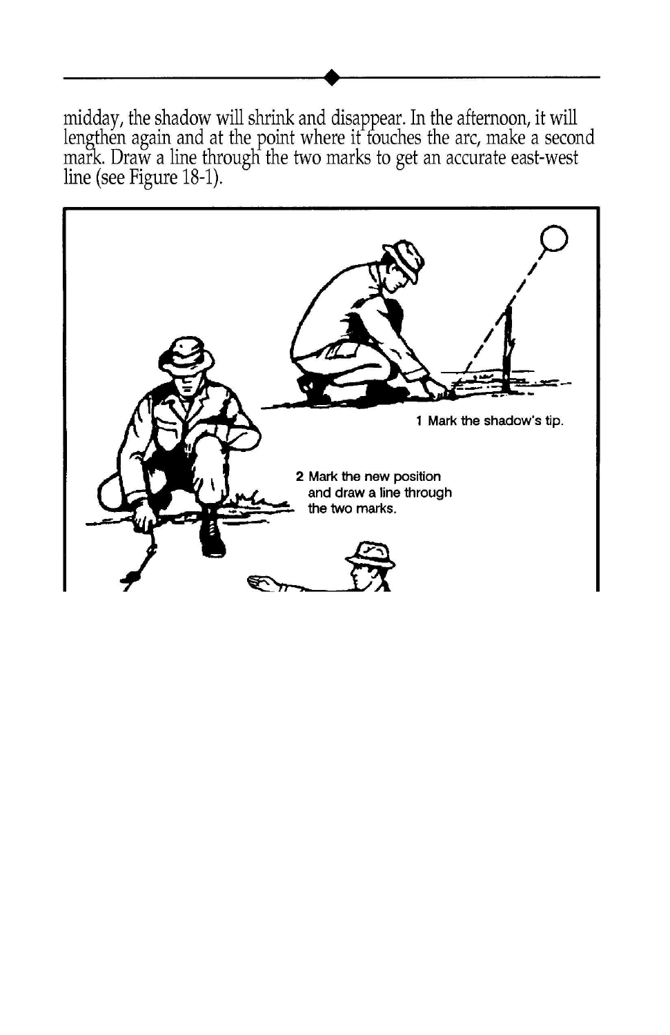midday, the shadow will shrink and disappear. In the afternoon, it will lengthen again and at the point where it touches the arc, make a second mark. Draw a line through the two marks to get an accurate east-west line (see Figure 18-1).

1 Mark the shadow's tip.

2 Mark the new position and draw a line through the two marks.